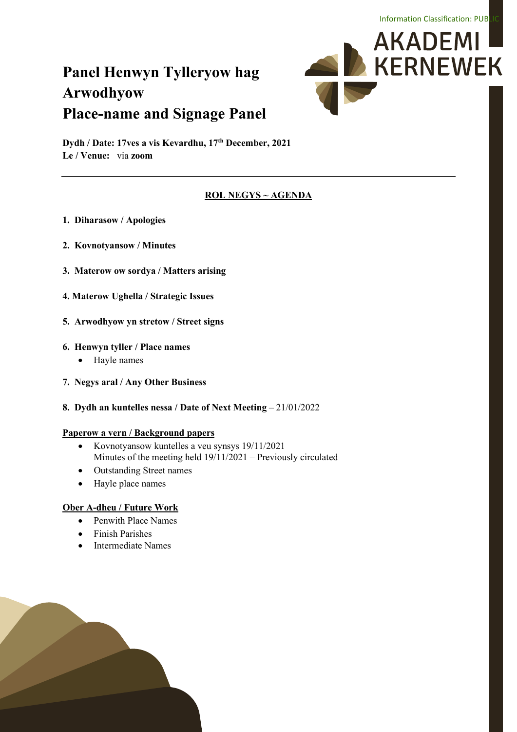Information Classification: PUBLIC

AKADEMI KERNEWEK

# Panel Henwyn Tylleryow hag Arwodhyow
# Place-name and Signage Panel

**Dydh / Date: 17ves a vis Kevardhu, 17th December, 2021**
**Le / Venue:** via **zoom**

---

## ROL NEGYS ~ AGENDA

1. **Diharasow / Apologies**

2. **Kovnotyansow / Minutes**

3. **Materow ow sordya / Matters arising**

4. **Materow Ughella / Strategic Issues**

5. **Arwodhyow yn stretow / Street signs**

6. **Henwyn tyller / Place names**
   - Hayle names

7. **Negys aral / Any Other Business**

8. **Dydh an kuntelles nessa / Date of Next Meeting** – 21/01/2022

**Paperow a vern / Background papers**

- Kovnotyansow kuntelles a veu synsys 19/11/2021
  Minutes of the meeting held 19/11/2021 – Previously circulated
- Outstanding Street names
- Hayle place names

**Ober A-dheu / Future Work**

- Penwith Place Names
- Finish Parishes
- Intermediate Names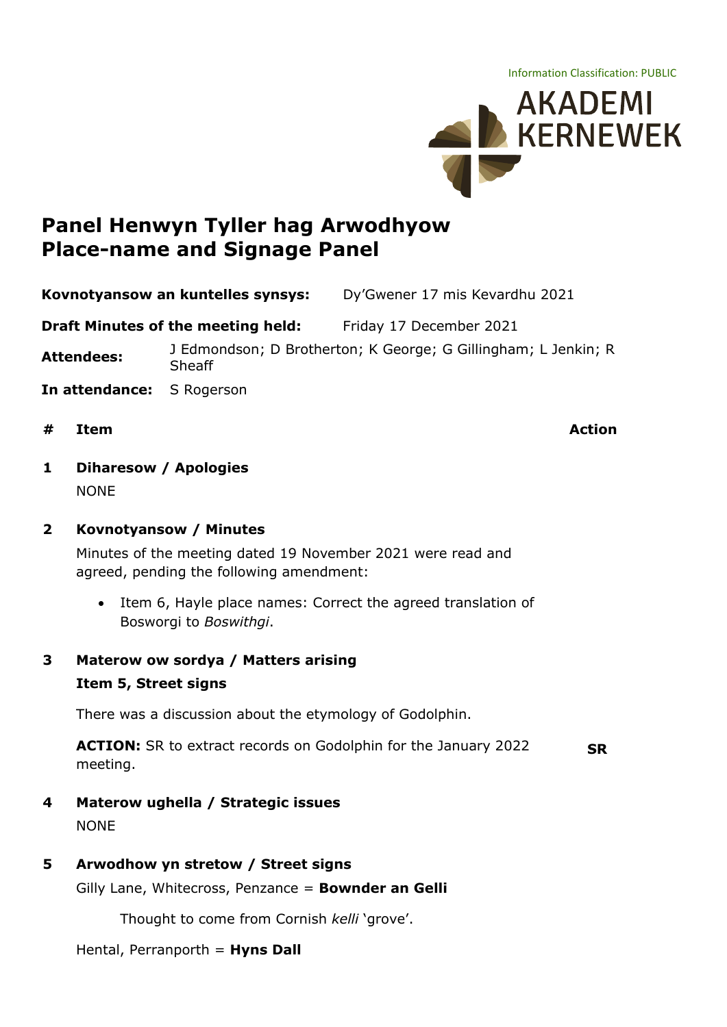Information Classification: PUBLIC

AKADEMI KERNEWEK

# Panel Henwyn Tyller hag Arwodhyow
# Place-name and Signage Panel

**Kovnotyansow an kuntelles synsys:** Dy'Gwener 17 mis Kevardhu 2021

**Draft Minutes of the meeting held:** Friday 17 December 2021

**Attendees:** J Edmondson; D Brotherton; K George; G Gillingham; L Jenkin; R Sheaff

**In attendance:** S Rogerson

| # | Item | Action |
|---|---|---|
| **1** | **Diharesow / Apologies**<br>NONE | |
| **2** | **Kovnotyansow / Minutes**<br>Minutes of the meeting dated 19 November 2021 were read and agreed, pending the following amendment:<br>• Item 6, Hayle place names: Correct the agreed translation of Bosworgi to *Boswithgi*. | |
| **3** | **Materow ow sordya / Matters arising**<br>**Item 5, Street signs**<br>There was a discussion about the etymology of Godolphin.<br>**ACTION:** SR to extract records on Godolphin for the January 2022 meeting. | **SR** |
| **4** | **Materow ughella / Strategic issues**<br>NONE | |
| **5** | **Arwodhow yn stretow / Street signs**<br>Gilly Lane, Whitecross, Penzance = **Bownder an Gelli**<br>Thought to come from Cornish *kelli* 'grove'.<br>Hental, Perranporth = **Hyns Dall** | |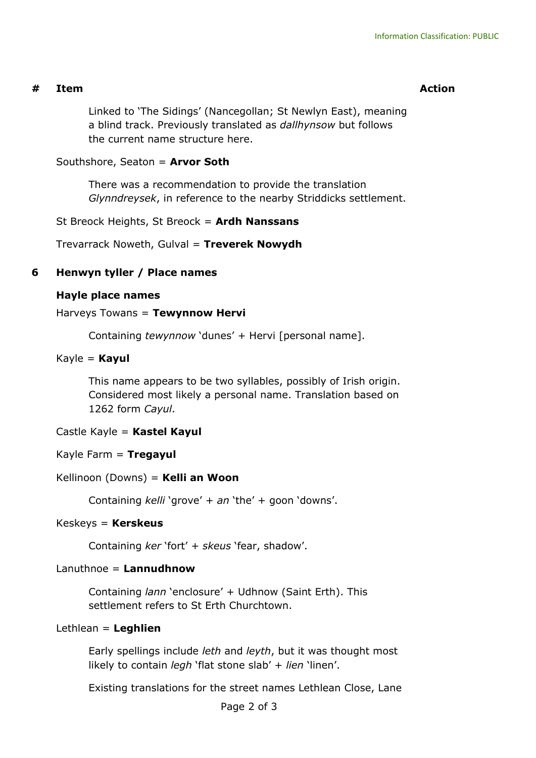| # | Item | Action |
|---|---|---|

Linked to 'The Sidings' (Nancegollan; St Newlyn East), meaning a blind track. Previously translated as *dallhynsow* but follows the current name structure here.

Southshore, Seaton = **Arvor Soth**

There was a recommendation to provide the translation *Glynndreysek*, in reference to the nearby Striddicks settlement.

St Breock Heights, St Breock = **Ardh Nanssans**

Trevarrack Noweth, Gulval = **Treverek Nowydh**

## 6 Henwyn tyller / Place names

### Hayle place names

Harveys Towans = **Tewynnow Hervi**

Containing *tewynnow* 'dunes' + Hervi [personal name].

Kayle = **Kayul**

This name appears to be two syllables, possibly of Irish origin. Considered most likely a personal name. Translation based on 1262 form *Cayul*.

Castle Kayle = **Kastel Kayul**

Kayle Farm = **Tregayul**

Kellinoon (Downs) = **Kelli an Woon**

Containing *kelli* 'grove' + *an* 'the' + goon 'downs'.

Keskeys = **Kerskeus**

Containing *ker* 'fort' + *skeus* 'fear, shadow'.

Lanuthnoe = **Lannudhnow**

Containing *lann* 'enclosure' + Udhnow (Saint Erth). This settlement refers to St Erth Churchtown.

Lethlean = **Leghlien**

Early spellings include *leth* and *leyth*, but it was thought most likely to contain *legh* 'flat stone slab' + *lien* 'linen'.

Existing translations for the street names Lethlean Close, Lane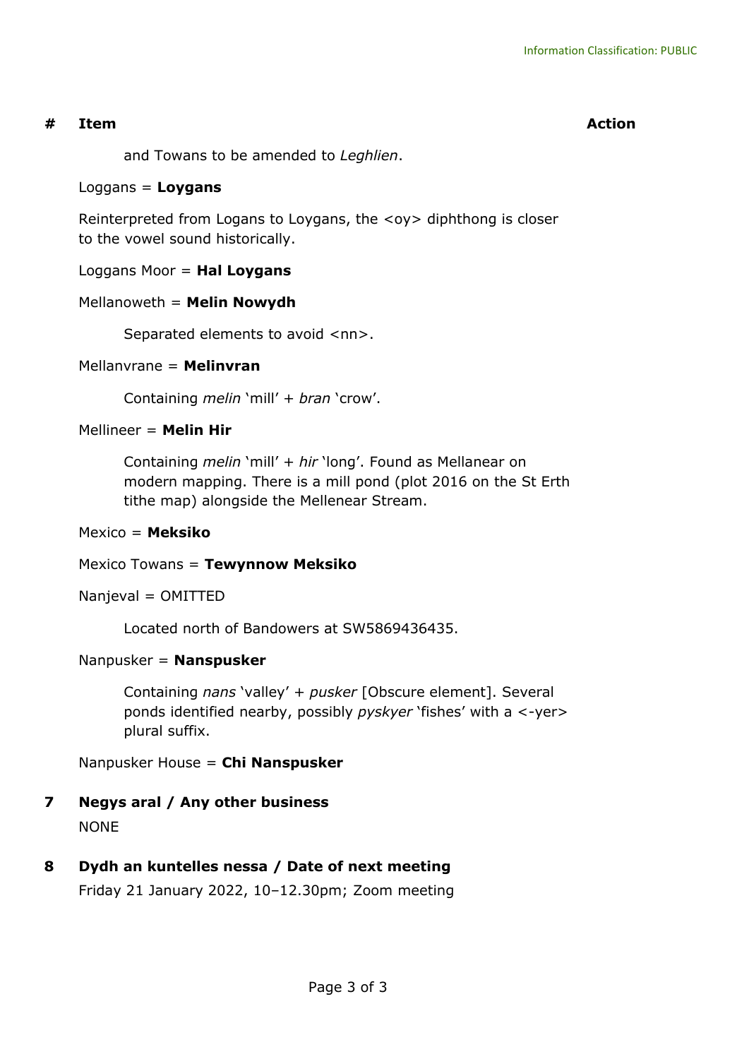| # | Item | Action |
|---|---|---|
| | and Towans to be amended to *Leghlien*. | |
| | Loggans = **Loygans** | |
| | Reinterpreted from Logans to Loygans, the <oy> diphthong is closer to the vowel sound historically. | |
| | Loggans Moor = **Hal Loygans** | |
| | Mellanoweth = **Melin Nowydh** | |
| | Separated elements to avoid <nn>. | |
| | Mellanvrane = **Melinvran** | |
| | Containing *melin* 'mill' + *bran* 'crow'. | |
| | Mellineer = **Melin Hir** | |
| | Containing *melin* 'mill' + *hir* 'long'. Found as Mellanear on modern mapping. There is a mill pond (plot 2016 on the St Erth tithe map) alongside the Mellenear Stream. | |
| | Mexico = **Meksiko** | |
| | Mexico Towans = **Tewynnow Meksiko** | |
| | Nanjeval = OMITTED | |
| | Located north of Bandowers at SW5869436435. | |
| | Nanpusker = **Nanspusker** | |
| | Containing *nans* 'valley' + *pusker* [Obscure element]. Several ponds identified nearby, possibly *pyskyer* 'fishes' with a <-yer> plural suffix. | |
| | Nanpusker House = **Chi Nanspusker** | |
| **7** | **Negys aral / Any other business** | |
| | NONE | |
| **8** | **Dydh an kuntelles nessa / Date of next meeting** | |
| | Friday 21 January 2022, 10–12.30pm; Zoom meeting | |